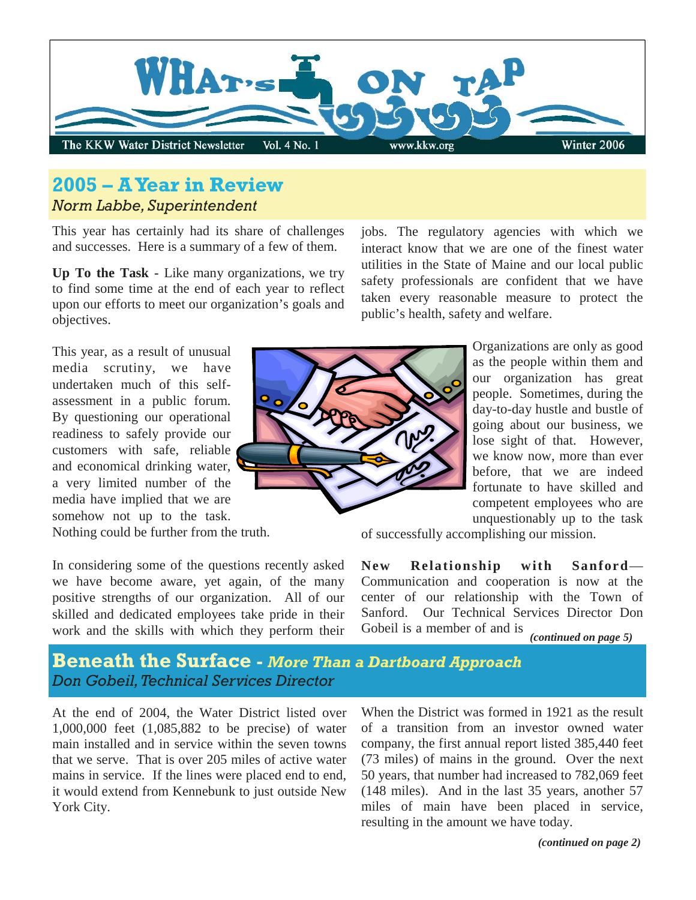# WHAT'S ON TAP

The KKW Water District Newsletter Vol. 4 No. 1 www.kkw.org Winter 2006

## 2005 – A Year in Review

*Norm Labbe, Superintendent*

This year has certainly had its share of challenges and successes. Here is a summary of a few of them.

**Up To the Task -** Like many organizations, we try to find some time at the end of each year to reflect upon our efforts to meet our organization's goals and objectives.

This year, as a result of unusual media scrutiny, we have undertaken much of this self-assessment in a public forum. By questioning our operational readiness to safely provide our customers with safe, reliable and economical drinking water, a very limited number of the media have implied that we are somehow not up to the task. Nothing could be further from the truth.

In considering some of the questions recently asked we have become aware, yet again, of the many positive strengths of our organization. All of our skilled and dedicated employees take pride in their work and the skills with which they perform their jobs. The regulatory agencies with which we interact know that we are one of the finest water utilities in the State of Maine and our local public safety professionals are confident that we have taken every reasonable measure to protect the public's health, safety and welfare.

Organizations are only as good as the people within them and our organization has great people. Sometimes, during the day-to-day hustle and bustle of going about our business, we lose sight of that. However, we know now, more than ever before, that we are indeed fortunate to have skilled and competent employees who are unquestionably up to the task of successfully accomplishing our mission.

**New Relationship with Sanford**—Communication and cooperation is now at the center of our relationship with the Town of Sanford. Our Technical Services Director Don Gobeil is a member of and is *(continued on page 5)*

## Beneath the Surface - *More Than a Dartboard Approach*

*Don Gobeil, Technical Services Director*

At the end of 2004, the Water District listed over 1,000,000 feet (1,085,882 to be precise) of water main installed and in service within the seven towns that we serve. That is over 205 miles of active water mains in service. If the lines were placed end to end, it would extend from Kennebunk to just outside New York City.

When the District was formed in 1921 as the result of a transition from an investor owned water company, the first annual report listed 385,440 feet (73 miles) of mains in the ground. Over the next 50 years, that number had increased to 782,069 feet (148 miles). And in the last 35 years, another 57 miles of main have been placed in service, resulting in the amount we have today.

*(continued on page 2)*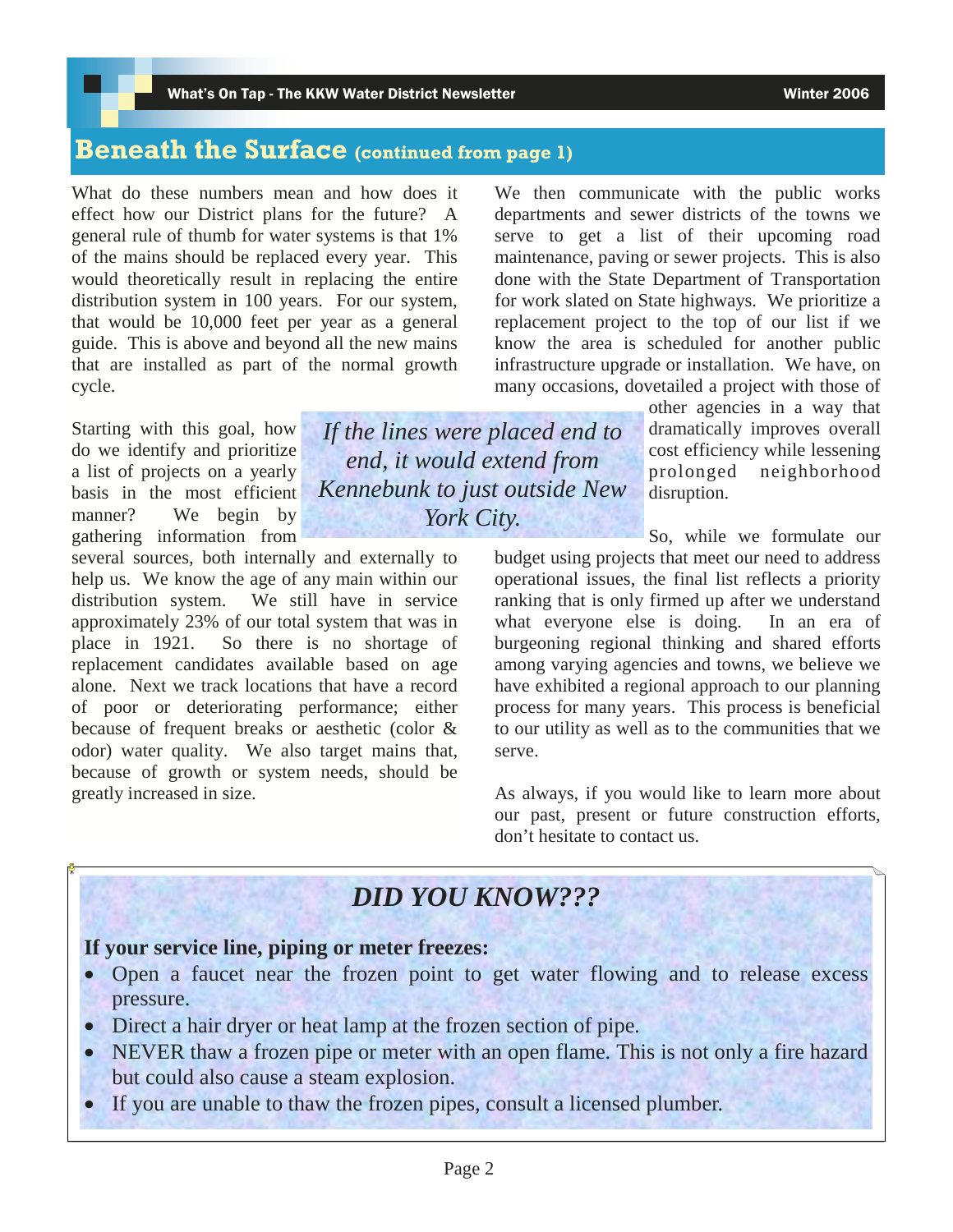## Beneath the Surface (continued from page 1)

What do these numbers mean and how does it effect how our District plans for the future? A general rule of thumb for water systems is that 1% of the mains should be replaced every year. This would theoretically result in replacing the entire distribution system in 100 years. For our system, that would be 10,000 feet per year as a general guide. This is above and beyond all the new mains that are installed as part of the normal growth cycle.

*If the lines were placed end to end, it would extend from Kennebunk to just outside New York City.*

Starting with this goal, how do we identify and prioritize a list of projects on a yearly basis in the most efficient manner? We begin by gathering information from several sources, both internally and externally to help us. We know the age of any main within our distribution system. We still have in service approximately 23% of our total system that was in place in 1921. So there is no shortage of replacement candidates available based on age alone. Next we track locations that have a record of poor or deteriorating performance; either because of frequent breaks or aesthetic (color & odor) water quality. We also target mains that, because of growth or system needs, should be greatly increased in size.

We then communicate with the public works departments and sewer districts of the towns we serve to get a list of their upcoming road maintenance, paving or sewer projects. This is also done with the State Department of Transportation for work slated on State highways. We prioritize a replacement project to the top of our list if we know the area is scheduled for another public infrastructure upgrade or installation. We have, on many occasions, dovetailed a project with those of other agencies in a way that dramatically improves overall cost efficiency while lessening prolonged neighborhood disruption.

So, while we formulate our budget using projects that meet our need to address operational issues, the final list reflects a priority ranking that is only firmed up after we understand what everyone else is doing. In an era of burgeoning regional thinking and shared efforts among varying agencies and towns, we believe we have exhibited a regional approach to our planning process for many years. This process is beneficial to our utility as well as to the communities that we serve.

As always, if you would like to learn more about our past, present or future construction efforts, don't hesitate to contact us.

## *DID YOU KNOW???*

**If your service line, piping or meter freezes:**

- Open a faucet near the frozen point to get water flowing and to release excess pressure.
- Direct a hair dryer or heat lamp at the frozen section of pipe.
- NEVER thaw a frozen pipe or meter with an open flame. This is not only a fire hazard but could also cause a steam explosion.
- If you are unable to thaw the frozen pipes, consult a licensed plumber.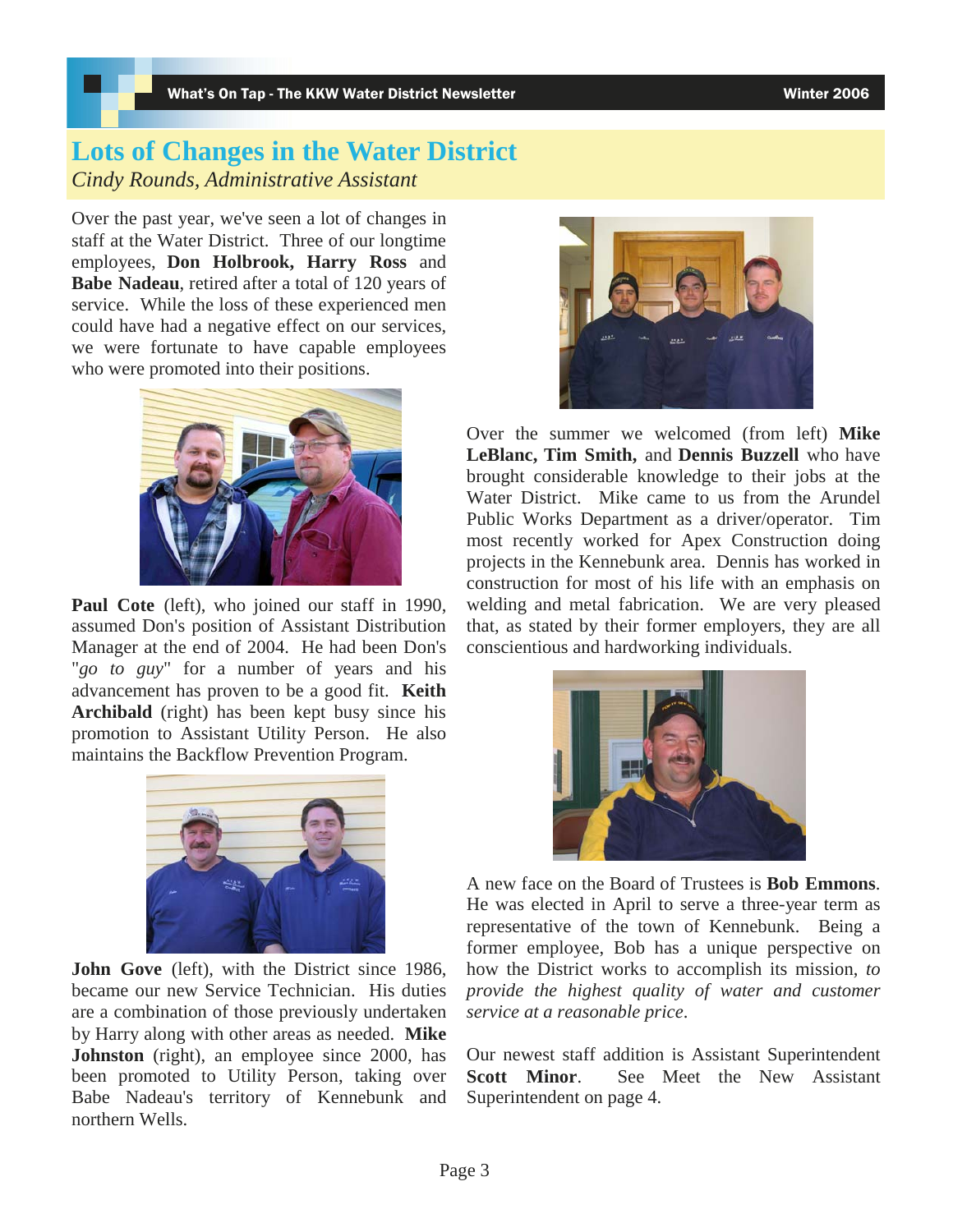# Lots of Changes in the Water District

*Cindy Rounds, Administrative Assistant*

Over the past year, we've seen a lot of changes in staff at the Water District. Three of our longtime employees, **Don Holbrook, Harry Ross** and **Babe Nadeau**, retired after a total of 120 years of service. While the loss of these experienced men could have had a negative effect on our services, we were fortunate to have capable employees who were promoted into their positions.

**Paul Cote** (left), who joined our staff in 1990, assumed Don's position of Assistant Distribution Manager at the end of 2004. He had been Don's "*go to guy*" for a number of years and his advancement has proven to be a good fit. **Keith Archibald** (right) has been kept busy since his promotion to Assistant Utility Person. He also maintains the Backflow Prevention Program.

**John Gove** (left), with the District since 1986, became our new Service Technician. His duties are a combination of those previously undertaken by Harry along with other areas as needed. **Mike Johnston** (right), an employee since 2000, has been promoted to Utility Person, taking over Babe Nadeau's territory of Kennebunk and northern Wells.

Over the summer we welcomed (from left) **Mike LeBlanc, Tim Smith,** and **Dennis Buzzell** who have brought considerable knowledge to their jobs at the Water District. Mike came to us from the Arundel Public Works Department as a driver/operator. Tim most recently worked for Apex Construction doing projects in the Kennebunk area. Dennis has worked in construction for most of his life with an emphasis on welding and metal fabrication. We are very pleased that, as stated by their former employers, they are all conscientious and hardworking individuals.

A new face on the Board of Trustees is **Bob Emmons**. He was elected in April to serve a three-year term as representative of the town of Kennebunk. Being a former employee, Bob has a unique perspective on how the District works to accomplish its mission, *to provide the highest quality of water and customer service at a reasonable price*.

Our newest staff addition is Assistant Superintendent **Scott Minor**. See Meet the New Assistant Superintendent on page 4.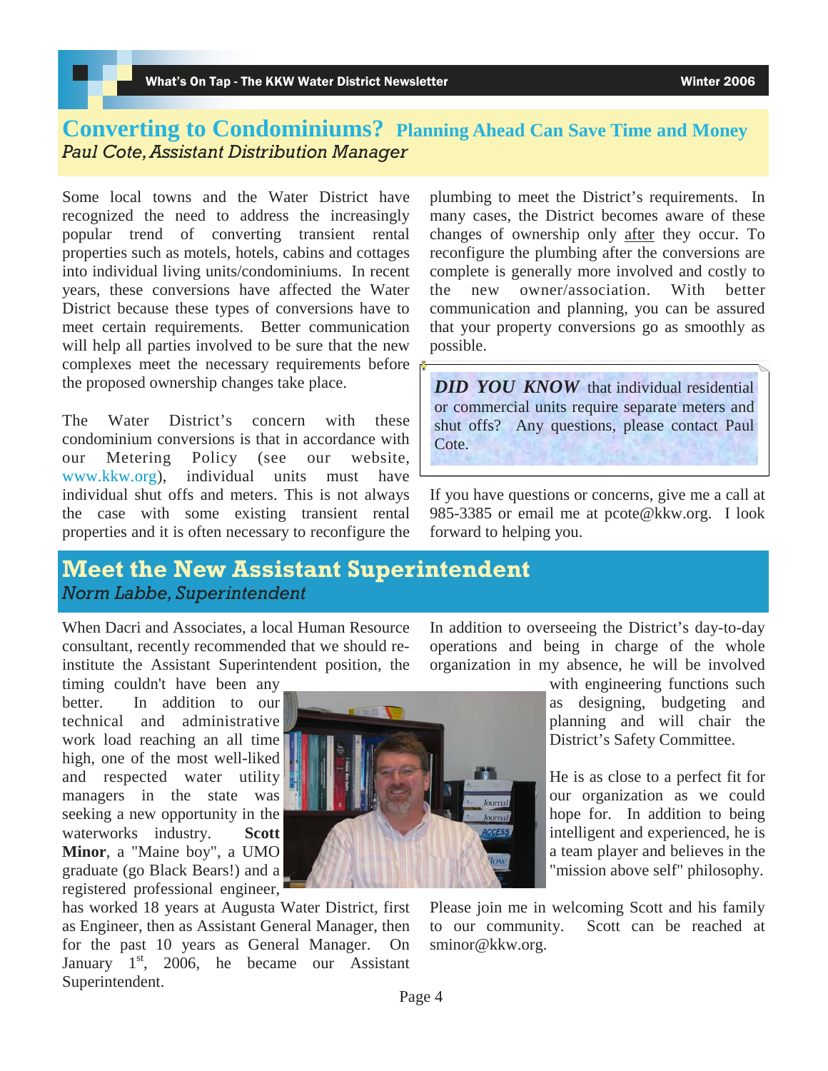## Converting to Condominiums? Planning Ahead Can Save Time and Money

*Paul Cote, Assistant Distribution Manager*

Some local towns and the Water District have recognized the need to address the increasingly popular trend of converting transient rental properties such as motels, hotels, cabins and cottages into individual living units/condominiums. In recent years, these conversions have affected the Water District because these types of conversions have to meet certain requirements. Better communication will help all parties involved to be sure that the new complexes meet the necessary requirements before the proposed ownership changes take place.

The Water District's concern with these condominium conversions is that in accordance with our Metering Policy (see our website, www.kkw.org), individual units must have individual shut offs and meters. This is not always the case with some existing transient rental properties and it is often necessary to reconfigure the plumbing to meet the District's requirements. In many cases, the District becomes aware of these changes of ownership only after they occur. To reconfigure the plumbing after the conversions are complete is generally more involved and costly to the new owner/association. With better communication and planning, you can be assured that your property conversions go as smoothly as possible.

> ***DID YOU KNOW*** that individual residential or commercial units require separate meters and shut offs? Any questions, please contact Paul Cote.

If you have questions or concerns, give me a call at 985-3385 or email me at pcote@kkw.org. I look forward to helping you.

## Meet the New Assistant Superintendent

*Norm Labbe, Superintendent*

When Dacri and Associates, a local Human Resource consultant, recently recommended that we should re-institute the Assistant Superintendent position, the timing couldn't have been any better. In addition to our technical and administrative work load reaching an all time high, one of the most well-liked and respected water utility managers in the state was seeking a new opportunity in the waterworks industry. **Scott Minor**, a "Maine boy", a UMO graduate (go Black Bears!) and a registered professional engineer, has worked 18 years at Augusta Water District, first as Engineer, then as Assistant General Manager, then for the past 10 years as General Manager. On January 1st, 2006, he became our Assistant Superintendent.

In addition to overseeing the District's day-to-day operations and being in charge of the whole organization in my absence, he will be involved with engineering functions such as designing, budgeting and planning and will chair the District's Safety Committee.

He is as close to a perfect fit for our organization as we could hope for. In addition to being intelligent and experienced, he is a team player and believes in the "mission above self" philosophy.

Please join me in welcoming Scott and his family to our community. Scott can be reached at sminor@kkw.org.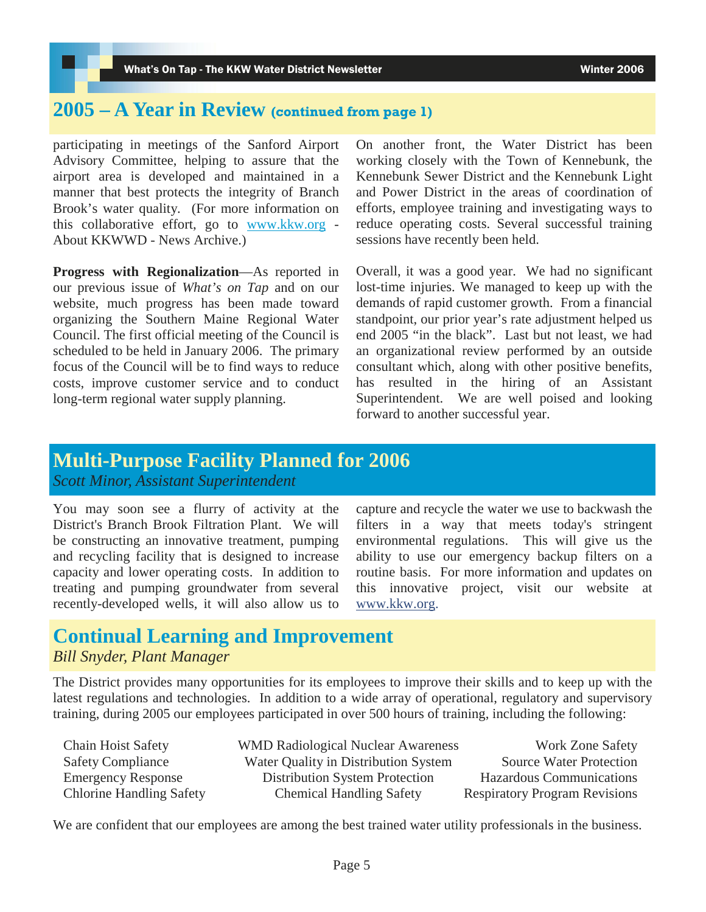## 2005 – A Year in Review (continued from page 1)

participating in meetings of the Sanford Airport Advisory Committee, helping to assure that the airport area is developed and maintained in a manner that best protects the integrity of Branch Brook's water quality. (For more information on this collaborative effort, go to www.kkw.org - About KKWWD - News Archive.)

**Progress with Regionalization**—As reported in our previous issue of *What's on Tap* and on our website, much progress has been made toward organizing the Southern Maine Regional Water Council. The first official meeting of the Council is scheduled to be held in January 2006. The primary focus of the Council will be to find ways to reduce costs, improve customer service and to conduct long-term regional water supply planning.

On another front, the Water District has been working closely with the Town of Kennebunk, the Kennebunk Sewer District and the Kennebunk Light and Power District in the areas of coordination of efforts, employee training and investigating ways to reduce operating costs. Several successful training sessions have recently been held.

Overall, it was a good year. We had no significant lost-time injuries. We managed to keep up with the demands of rapid customer growth. From a financial standpoint, our prior year's rate adjustment helped us end 2005 "in the black". Last but not least, we had an organizational review performed by an outside consultant which, along with other positive benefits, has resulted in the hiring of an Assistant Superintendent. We are well poised and looking forward to another successful year.

## Multi-Purpose Facility Planned for 2006

*Scott Minor, Assistant Superintendent*

You may soon see a flurry of activity at the District's Branch Brook Filtration Plant. We will be constructing an innovative treatment, pumping and recycling facility that is designed to increase capacity and lower operating costs. In addition to treating and pumping groundwater from several recently-developed wells, it will also allow us to capture and recycle the water we use to backwash the filters in a way that meets today's stringent environmental regulations. This will give us the ability to use our emergency backup filters on a routine basis. For more information and updates on this innovative project, visit our website at www.kkw.org.

## Continual Learning and Improvement

*Bill Snyder, Plant Manager*

The District provides many opportunities for its employees to improve their skills and to keep up with the latest regulations and technologies. In addition to a wide array of operational, regulatory and supervisory training, during 2005 our employees participated in over 500 hours of training, including the following:

- Chain Hoist Safety
- Safety Compliance
- Emergency Response
- Chlorine Handling Safety
- WMD Radiological Nuclear Awareness
- Water Quality in Distribution System
- Distribution System Protection
- Chemical Handling Safety
- Work Zone Safety
- Source Water Protection
- Hazardous Communications
- Respiratory Program Revisions

We are confident that our employees are among the best trained water utility professionals in the business.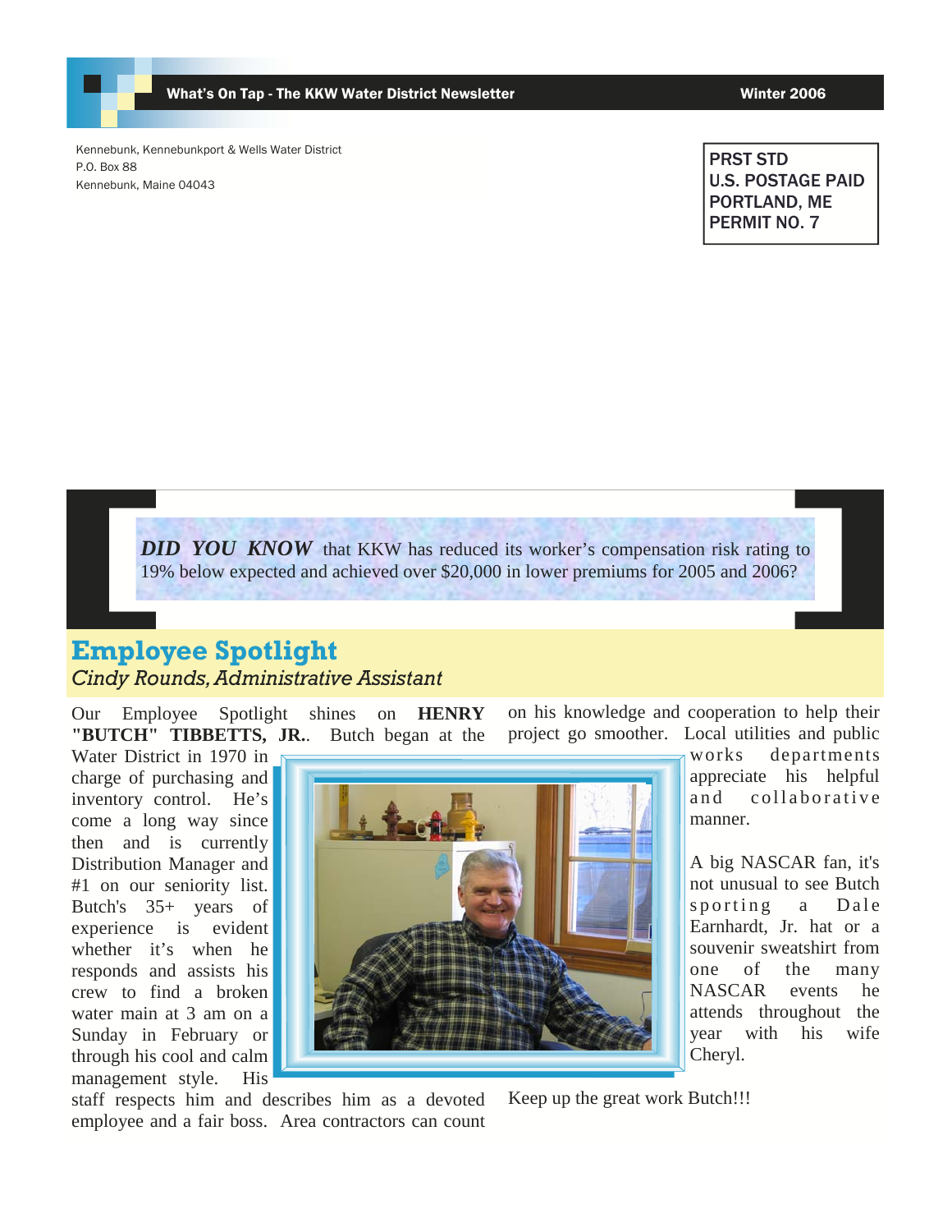What's On Tap - The KKW Water District Newsletter — Winter 2006

Kennebunk, Kennebunkport & Wells Water District
P.O. Box 88
Kennebunk, Maine 04043

PRST STD
U.S. POSTAGE PAID
PORTLAND, ME
PERMIT NO. 7

***DID YOU KNOW*** that KKW has reduced its worker's compensation risk rating to 19% below expected and achieved over $20,000 in lower premiums for 2005 and 2006?

## Employee Spotlight

*Cindy Rounds, Administrative Assistant*

Our Employee Spotlight shines on **HENRY "BUTCH" TIBBETTS, JR.**. Butch began at the Water District in 1970 in charge of purchasing and inventory control. He's come a long way since then and is currently Distribution Manager and #1 on our seniority list. Butch's 35+ years of experience is evident whether it's when he responds and assists his crew to find a broken water main at 3 am on a Sunday in February or through his cool and calm management style. His staff respects him and describes him as a devoted employee and a fair boss. Area contractors can count on his knowledge and cooperation to help their project go smoother. Local utilities and public works departments appreciate his helpful and collaborative manner.

A big NASCAR fan, it's not unusual to see Butch sporting a Dale Earnhardt, Jr. hat or a souvenir sweatshirt from one of the many NASCAR events he attends throughout the year with his wife Cheryl.

Keep up the great work Butch!!!